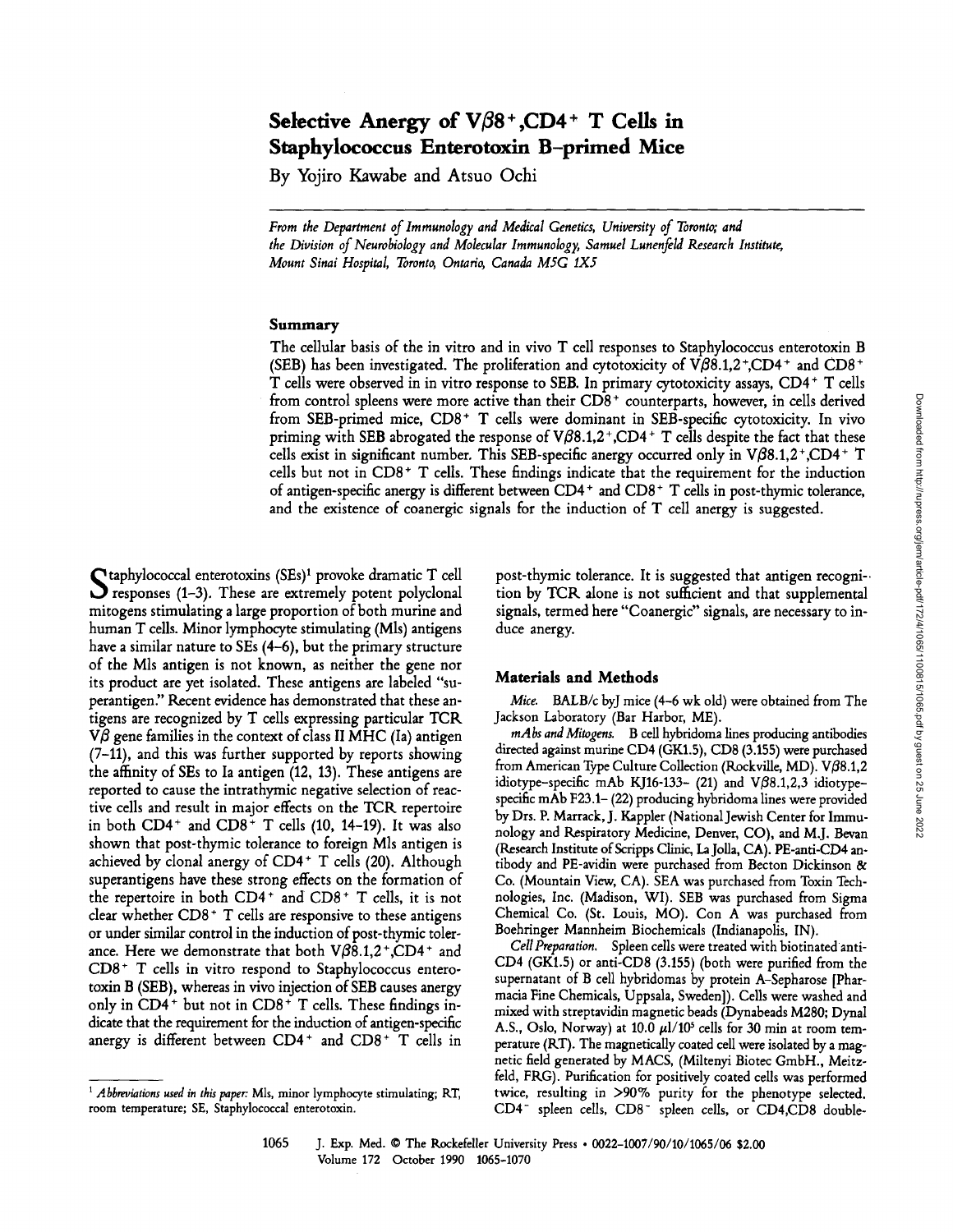# Selective Anergy of $V\beta8^+$,$CD4^+$ T Cells in Staphylococcus Enterotoxin B–primed Mice

By Yojiro Kawabe and Atsuo Ochi

*From the Department of Immunology and Medical Genetics, University of Toronto; and the Division of Neurobiology and Molecular Immunology, Samuel Lunenfeld Research Institute, Mount Sinai Hospital, Toronto, Ontario, Canada M5G 1X5*

## Summary

The cellular basis of the in vitro and in vivo T cell responses to Staphylococcus enterotoxin B (SEB) has been investigated. The proliferation and cytotoxicity of $V\beta8.1,2^+$,$CD4^+$ and $CD8^+$ T cells were observed in in vitro response to SEB. In primary cytotoxicity assays, $CD4^+$ T cells from control spleens were more active than their $CD8^+$ counterparts, however, in cells derived from SEB-primed mice, $CD8^+$ T cells were dominant in SEB-specific cytotoxicity. In vivo priming with SEB abrogated the response of $V\beta8.1,2^+$,$CD4^+$ T cells despite the fact that these cells exist in significant number. This SEB-specific anergy occurred only in $V\beta8.1,2^+$,$CD4^+$ T cells but not in $CD8^+$ T cells. These findings indicate that the requirement for the induction of antigen-specific anergy is different between $CD4^+$ and $CD8^+$ T cells in post-thymic tolerance, and the existence of coanergic signals for the induction of T cell anergy is suggested.

Staphylococcal enterotoxins (SEs)[1] provoke dramatic T cell responses (1–3). These are extremely potent polyclonal mitogens stimulating a large proportion of both murine and human T cells. Minor lymphocyte stimulating (Mls) antigens have a similar nature to SEs (4–6), but the primary structure of the Mls antigen is not known, as neither the gene nor its product are yet isolated. These antigens are labeled "superantigen." Recent evidence has demonstrated that these antigens are recognized by T cells expressing particular TCR $V\beta$ gene families in the context of class II MHC (Ia) antigen (7–11), and this was further supported by reports showing the affinity of SEs to Ia antigen (12, 13). These antigens are reported to cause the intrathymic negative selection of reactive cells and result in major effects on the TCR repertoire in both $CD4^+$ and $CD8^+$ T cells (10, 14–19). It was also shown that post-thymic tolerance to foreign Mls antigen is achieved by clonal anergy of $CD4^+$ T cells (20). Although superantigens have these strong effects on the formation of the repertoire in both $CD4^+$ and $CD8^+$ T cells, it is not clear whether $CD8^+$ T cells are responsive to these antigens or under similar control in the induction of post-thymic tolerance. Here we demonstrate that both $V\beta8.1,2^+$,$CD4^+$ and $CD8^+$ T cells in vitro respond to Staphylococcus enterotoxin B (SEB), whereas in vivo injection of SEB causes anergy only in $CD4^+$ but not in $CD8^+$ T cells. These findings indicate that the requirement for the induction of antigen-specific anergy is different between $CD4^+$ and $CD8^+$ T cells in post-thymic tolerance. It is suggested that antigen recognition by TCR alone is not sufficient and that supplemental signals, termed here "Coanergic" signals, are necessary to induce anergy.

## Materials and Methods

*Mice.* BALB/c byJ mice (4–6 wk old) were obtained from The Jackson Laboratory (Bar Harbor, ME).

*mAbs and Mitogens.* B cell hybridoma lines producing antibodies directed against murine CD4 (GK1.5), CD8 (3.155) were purchased from American Type Culture Collection (Rockville, MD). $V\beta8.1,2$ idiotype-specific mAb KJ16-133- (21) and $V\beta8.1,2,3$ idiotype-specific mAb F23.1- (22) producing hybridoma lines were provided by Drs. P. Marrack, J. Kappler (National Jewish Center for Immunology and Respiratory Medicine, Denver, CO), and M.J. Bevan (Research Institute of Scripps Clinic, La Jolla, CA). PE-anti-CD4 antibody and PE-avidin were purchased from Becton Dickinson & Co. (Mountain View, CA). SEA was purchased from Toxin Technologies, Inc. (Madison, WI). SEB was purchased from Sigma Chemical Co. (St. Louis, MO). Con A was purchased from Boehringer Mannheim Biochemicals (Indianapolis, IN).

*Cell Preparation.* Spleen cells were treated with biotinated anti-CD4 (GK1.5) or anti-CD8 (3.155) (both were purified from the supernatant of B cell hybridomas by protein A-Sepharose [Pharmacia Fine Chemicals, Uppsala, Sweden]). Cells were washed and mixed with streptavidin magnetic beads (Dynabeads M280; Dynal A.S., Oslo, Norway) at 10.0 μl/$10^5$ cells for 30 min at room temperature (RT). The magnetically coated cell were isolated by a magnetic field generated by MACS, (Miltenyi Biotec GmbH., Meitzfeld, FRG). Purification for positively coated cells was performed twice, resulting in >90% purity for the phenotype selected. $CD4^-$ spleen cells, $CD8^-$ spleen cells, or CD4,CD8 double-

[1] *Abbreviations used in this paper:* Mls, minor lymphocyte stimulating; RT, room temperature; SE, Staphylococcal enterotoxin.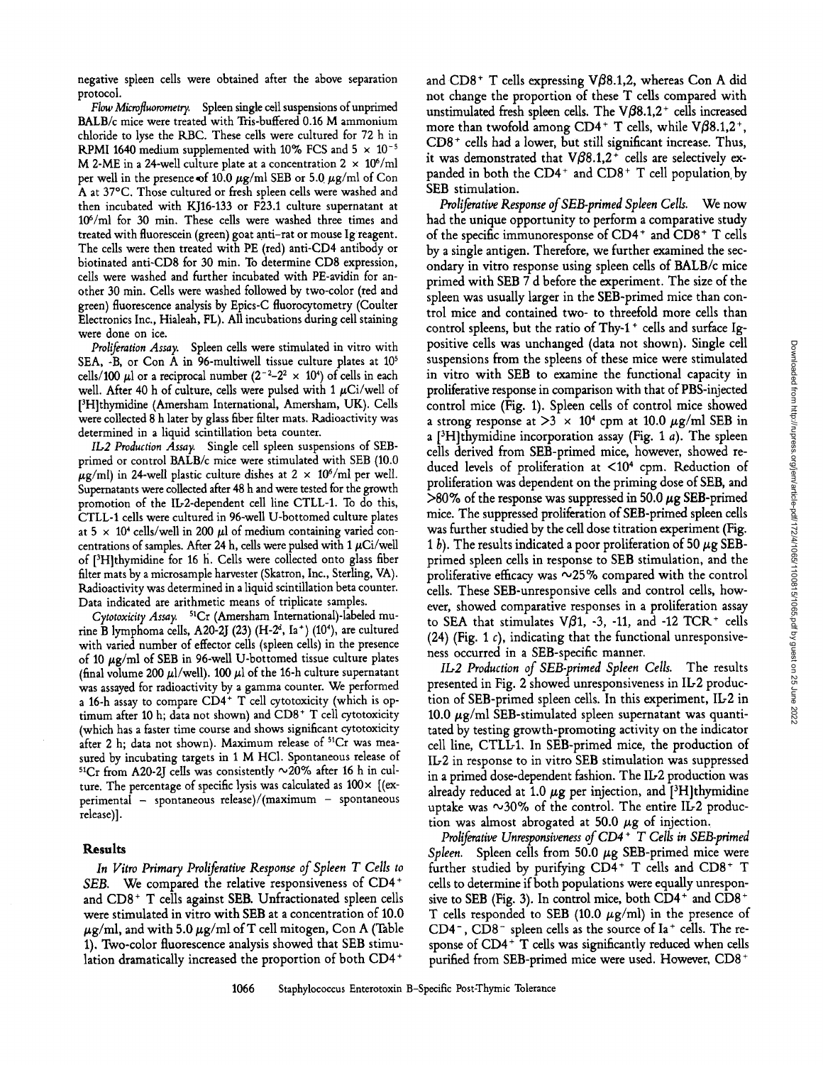negative spleen cells were obtained after the above separation protocol.

*Flow Microfluorometry.* Spleen single cell suspensions of unprimed BALB/c mice were treated with Tris-buffered 0.16 M ammonium chloride to lyse the RBC. These cells were cultured for 72 h in RPMI 1640 medium supplemented with 10% FCS and $5 \times 10^{-5}$ M 2-ME in a 24-well culture plate at a concentration $2 \times 10^6$/ml per well in the presence of 10.0 μg/ml SEB or 5.0 μg/ml of Con A at 37°C. Those cultured or fresh spleen cells were washed and then incubated with KJ16-133 or F23.1 culture supernatant at $10^6$/ml for 30 min. These cells were washed three times and treated with fluorescein (green) goat anti-rat or mouse Ig reagent. The cells were then treated with PE (red) anti-CD4 antibody or biotinated anti-CD8 for 30 min. To determine CD8 expression, cells were washed and further incubated with PE-avidin for another 30 min. Cells were washed followed by two-color (red and green) fluorescence analysis by Epics-C fluorocytometry (Coulter Electronics Inc., Hialeah, FL). All incubations during cell staining were done on ice.

*Proliferation Assay.* Spleen cells were stimulated in vitro with SEA, -B, or Con A in 96-multiwell tissue culture plates at $10^5$ cells/100 μl or a reciprocal number ($2^{-2}$–$2^2 \times 10^4$) of cells in each well. After 40 h of culture, cells were pulsed with 1 μCi/well of [$^3$H]thymidine (Amersham International, Amersham, UK). Cells were collected 8 h later by glass fiber filter mats. Radioactivity was determined in a liquid scintillation beta counter.

*IL-2 Production Assay.* Single cell spleen suspensions of SEB-primed or control BALB/c mice were stimulated with SEB (10.0 μg/ml) in 24-well plastic culture dishes at $2 \times 10^6$/ml per well. Supernatants were collected after 48 h and were tested for the growth promotion of the IL-2-dependent cell line CTLL-1. To do this, CTLL-1 cells were cultured in 96-well U-bottomed culture plates at $5 \times 10^4$ cells/well in 200 μl of medium containing varied concentrations of samples. After 24 h, cells were pulsed with 1 μCi/well of [$^3$H]thymidine for 16 h. Cells were collected onto glass fiber filter mats by a microsample harvester (Skatron, Inc., Sterling, VA). Radioactivity was determined in a liquid scintillation beta counter. Data indicated are arithmetic means of triplicate samples.

*Cytotoxicity Assay.* $^{51}$Cr (Amersham International)-labeled murine B lymphoma cells, A20-2J (23) (H-2$^d$, Ia$^+$) ($10^4$), are cultured with varied number of effector cells (spleen cells) in the presence of 10 μg/ml of SEB in 96-well U-bottomed tissue culture plates (final volume 200 μl/well). 100 μl of the 16-h culture supernatant was assayed for radioactivity by a gamma counter. We performed a 16-h assay to compare CD4$^+$ T cell cytotoxicity (which is optimum after 10 h; data not shown) and CD8$^+$ T cell cytotoxicity (which has a faster time course and shows significant cytotoxicity after 2 h; data not shown). Maximum release of $^{51}$Cr was measured by incubating targets in 1 M HCl. Spontaneous release of $^{51}$Cr from A20-2J cells was consistently ~20% after 16 h in culture. The percentage of specific lysis was calculated as $100\times$ [(experimental − spontaneous release)/(maximum − spontaneous release)].

## Results

*In Vitro Primary Proliferative Response of Spleen T Cells to SEB.* We compared the relative responsiveness of CD4$^+$ and CD8$^+$ T cells against SEB. Unfractionated spleen cells were stimulated in vitro with SEB at a concentration of 10.0 μg/ml, and with 5.0 μg/ml of T cell mitogen, Con A (Table 1). Two-color fluorescence analysis showed that SEB stimulation dramatically increased the proportion of both CD4$^+$ and CD8$^+$ T cells expressing Vβ8.1,2, whereas Con A did not change the proportion of these T cells compared with unstimulated fresh spleen cells. The Vβ8.1,2$^+$ cells increased more than twofold among CD4$^+$ T cells, while Vβ8.1,2$^+$, CD8$^+$ cells had a lower, but still significant increase. Thus, it was demonstrated that Vβ8.1,2$^+$ cells are selectively expanded in both the CD4$^+$ and CD8$^+$ T cell population by SEB stimulation.

*Proliferative Response of SEB-primed Spleen Cells.* We now had the unique opportunity to perform a comparative study of the specific immunoresponse of CD4$^+$ and CD8$^+$ T cells by a single antigen. Therefore, we further examined the secondary in vitro response using spleen cells of BALB/c mice primed with SEB 7 d before the experiment. The size of the spleen was usually larger in the SEB-primed mice than control mice and contained two- to threefold more cells than control spleens, but the ratio of Thy-1$^+$ cells and surface Ig-positive cells was unchanged (data not shown). Single cell suspensions from the spleens of these mice were stimulated in vitro with SEB to examine the functional capacity in proliferative response in comparison with that of PBS-injected control mice (Fig. 1). Spleen cells of control mice showed a strong response at $>3 \times 10^4$ cpm at 10.0 μg/ml SEB in a [$^3$H]thymidine incorporation assay (Fig. 1 *a*). The spleen cells derived from SEB-primed mice, however, showed reduced levels of proliferation at $<10^4$ cpm. Reduction of proliferation was dependent on the priming dose of SEB, and >80% of the response was suppressed in 50.0 μg SEB-primed mice. The suppressed proliferation of SEB-primed spleen cells was further studied by the cell dose titration experiment (Fig. 1 *b*). The results indicated a poor proliferation of 50 μg SEB-primed spleen cells in response to SEB stimulation, and the proliferative efficacy was ~25% compared with the control cells. These SEB-unresponsive cells and control cells, however, showed comparative responses in a proliferation assay to SEA that stimulates Vβ1, -3, -11, and -12 TCR$^+$ cells (24) (Fig. 1 *c*), indicating that the functional unresponsiveness occurred in a SEB-specific manner.

*IL-2 Production of SEB-primed Spleen Cells.* The results presented in Fig. 2 showed unresponsiveness in IL-2 production of SEB-primed spleen cells. In this experiment, IL-2 in 10.0 μg/ml SEB-stimulated spleen supernatant was quantitated by testing growth-promoting activity on the indicator cell line, CTLL-1. In SEB-primed mice, the production of IL-2 in response to in vitro SEB stimulation was suppressed in a primed dose-dependent fashion. The IL-2 production was already reduced at 1.0 μg per injection, and [$^3$H]thymidine uptake was ~30% of the control. The entire IL-2 production was almost abrogated at 50.0 μg of injection.

*Proliferative Unresponsiveness of CD4$^+$ T Cells in SEB-primed Spleen.* Spleen cells from 50.0 μg SEB-primed mice were further studied by purifying CD4$^+$ T cells and CD8$^+$ T cells to determine if both populations were equally unresponsive to SEB (Fig. 3). In control mice, both CD4$^+$ and CD8$^+$ T cells responded to SEB (10.0 μg/ml) in the presence of CD4$^-$, CD8$^-$ spleen cells as the source of Ia$^+$ cells. The response of CD4$^+$ T cells was significantly reduced when cells purified from SEB-primed mice were used. However, CD8$^+$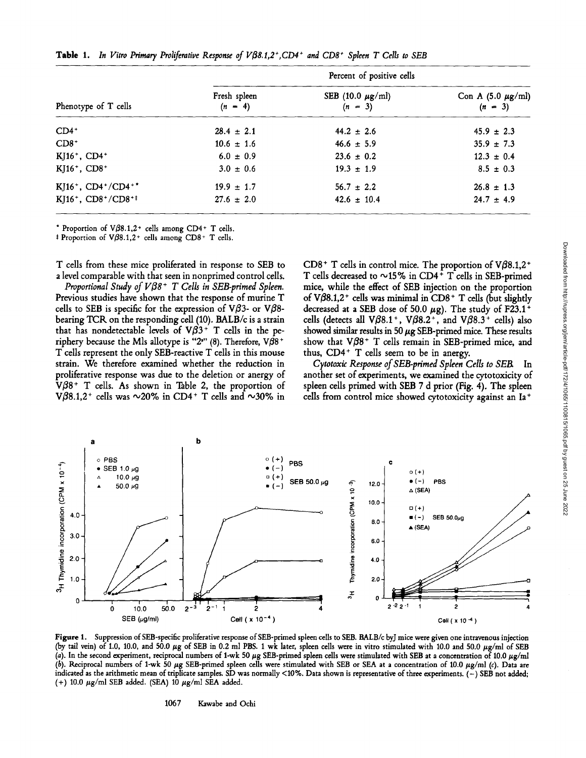**Table 1.** *In Vitro Primary Proliferative Response of Vβ8.1,2⁺,CD4⁺ and CD8⁺ Spleen T Cells to SEB*

| Phenotype of T cells | Percent of positive cells | | |
|---|---|---|---|
| | Fresh spleen ($n$ = 4) | SEB (10.0 μg/ml) ($n$ = 3) | Con A (5.0 μg/ml) ($n$ = 3) |
| $CD4^+$ | 28.4 ± 2.1 | 44.2 ± 2.6 | 45.9 ± 2.3 |
| $CD8^+$ | 10.6 ± 1.6 | 46.6 ± 5.9 | 35.9 ± 7.3 |
| $KJ16^+$, $CD4^+$ | 6.0 ± 0.9 | 23.6 ± 0.2 | 12.3 ± 0.4 |
| $KJ16^+$, $CD8^+$ | 3.0 ± 0.6 | 19.3 ± 1.9 | 8.5 ± 0.3 |
| $KJ16^+$, $CD4^+/CD4^+$* | 19.9 ± 1.7 | 56.7 ± 2.2 | 26.8 ± 1.3 |
| $KJ16^+$, $CD8^+/CD8^+$‡ | 27.6 ± 2.0 | 42.6 ± 10.4 | 24.7 ± 4.9 |

\* Proportion of Vβ8.1,2⁺ cells among CD4⁺ T cells.
‡ Proportion of Vβ8.1,2⁺ cells among CD8⁺ T cells.

T cells from these mice proliferated in response to SEB to a level comparable with that seen in nonprimed control cells.

*Proportional Study of Vβ8⁺ T Cells in SEB-primed Spleen.* Previous studies have shown that the response of murine T cells to SEB is specific for the expression of Vβ3- or Vβ8-bearing TCR on the responding cell (10). BALB/c is a strain that has nondetectable levels of Vβ3⁺ T cells in the periphery because the Mls allotype is "2ᵃ" (8). Therefore, Vβ8⁺ T cells represent the only SEB-reactive T cells in this mouse strain. We therefore examined whether the reduction in proliferative response was due to the deletion or anergy of Vβ8⁺ T cells. As shown in Table 2, the proportion of Vβ8.1,2⁺ cells was ~20% in CD4⁺ T cells and ~30% in CD8⁺ T cells in control mice. The proportion of Vβ8.1,2⁺ T cells decreased to ~15% in CD4⁺ T cells in SEB-primed mice, while the effect of SEB injection on the proportion of Vβ8.1,2⁺ cells was minimal in CD8⁺ T cells (but slightly decreased at a SEB dose of 50.0 μg). The study of F23.1⁺ cells (detects all Vβ8.1⁺, Vβ8.2⁺, and Vβ8.3⁺ cells) also showed similar results in 50 μg SEB-primed mice. These results show that Vβ8⁺ T cells remain in SEB-primed mice, and thus, CD4⁺ T cells seem to be in anergy.

*Cytotoxic Response of SEB-primed Spleen Cells to SEB.* In another set of experiments, we examined the cytotoxicity of spleen cells primed with SEB 7 d prior (Fig. 4). The spleen cells from control mice showed cytotoxicity against an Ia⁺

**Figure 1.** Suppression of SEB-specific proliferative response of SEB-primed spleen cells to SEB. BALB/c byJ mice were given one intravenous injection (by tail vein) of 1.0, 10.0, and 50.0 μg of SEB in 0.2 ml PBS. 1 wk later, spleen cells were in vitro stimulated with 10.0 and 50.0 μg/ml of SEB (*a*). In the second experiment, reciprocal numbers of 1-wk 50 μg SEB-primed spleen cells were stimulated with SEB at a concentration of 10.0 μg/ml (*b*). Reciprocal numbers of 1-wk 50 μg SEB-primed spleen cells were stimulated with SEB or SEA at a concentration of 10.0 μg/ml (*c*). Data are indicated as the arithmetic mean of triplicate samples. SD was normally <10%. Data shown is representative of three experiments. (−) SEB not added; (+) 10.0 μg/ml SEB added. (SEA) 10 μg/ml SEA added.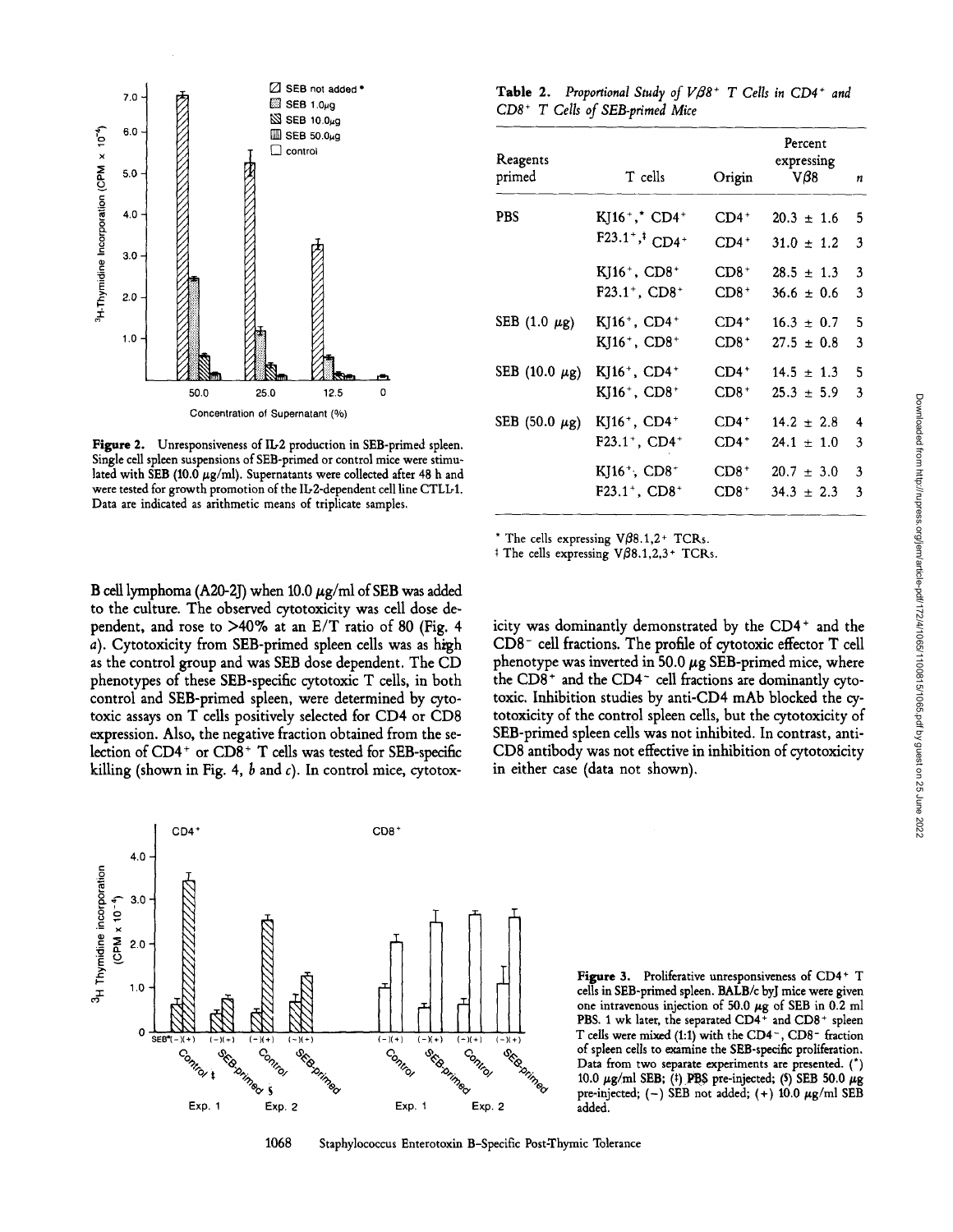**Figure 2.** Unresponsiveness of IL-2 production in SEB-primed spleen. Single cell spleen suspensions of SEB-primed or control mice were stimulated with SEB (10.0 μg/ml). Supernatants were collected after 48 h and were tested for growth promotion of the IL-2-dependent cell line CTLL-1. Data are indicated as arithmetic means of triplicate samples.

**Table 2.** *Proportional Study of Vβ8⁺ T Cells in CD4⁺ and CD8⁺ T Cells of SEB-primed Mice*

| Reagents primed | T cells | Origin | Percent expressing Vβ8 | n |
|---|---|---|---|---|
| PBS | KJ16⁺,* CD4⁺ | CD4⁺ | 20.3 ± 1.6 | 5 |
| | F23.1⁺,‡ CD4⁺ | CD4⁺ | 31.0 ± 1.2 | 3 |
| | KJ16⁺, CD8⁺ | CD8⁺ | 28.5 ± 1.3 | 3 |
| | F23.1⁺, CD8⁺ | CD8⁺ | 36.6 ± 0.6 | 3 |
| SEB (1.0 μg) | KJ16⁺, CD4⁺ | CD4⁺ | 16.3 ± 0.7 | 5 |
| | KJ16⁺, CD8⁺ | CD8⁺ | 27.5 ± 0.8 | 3 |
| SEB (10.0 μg) | KJ16⁺, CD4⁺ | CD4⁺ | 14.5 ± 1.3 | 5 |
| | KJ16⁺, CD8⁺ | CD8⁺ | 25.3 ± 5.9 | 3 |
| SEB (50.0 μg) | KJ16⁺, CD4⁺ | CD4⁺ | 14.2 ± 2.8 | 4 |
| | F23.1⁺, CD4⁺ | CD4⁺ | 24.1 ± 1.0 | 3 |
| | KJ16⁺, CD8⁺ | CD8⁺ | 20.7 ± 3.0 | 3 |
| | F23.1⁺, CD8⁺ | CD8⁺ | 34.3 ± 2.3 | 3 |

\* The cells expressing Vβ8.1,2⁺ TCRs.
‡ The cells expressing Vβ8.1,2,3⁺ TCRs.

B cell lymphoma (A20-2J) when 10.0 μg/ml of SEB was added to the culture. The observed cytotoxicity was cell dose dependent, and rose to >40% at an E/T ratio of 80 (Fig. 4 *a*). Cytotoxicity from SEB-primed spleen cells was as high as the control group and was SEB dose dependent. The CD phenotypes of these SEB-specific cytotoxic T cells, in both control and SEB-primed spleen, were determined by cytotoxic assays on T cells positively selected for CD4 or CD8 expression. Also, the negative fraction obtained from the selection of CD4⁺ or CD8⁺ T cells was tested for SEB-specific killing (shown in Fig. 4, *b* and *c*). In control mice, cytotoxicity was dominantly demonstrated by the CD4⁺ and the CD8⁻ cell fractions. The profile of cytotoxic effector T cell phenotype was inverted in 50.0 μg SEB-primed mice, where the CD8⁺ and the CD4⁻ cell fractions are dominantly cytotoxic. Inhibition studies by anti-CD4 mAb blocked the cytotoxicity of the control spleen cells, but the cytotoxicity of SEB-primed spleen cells was not inhibited. In contrast, anti-CD8 antibody was not effective in inhibition of cytotoxicity in either case (data not shown).

**Figure 3.** Proliferative unresponsiveness of CD4⁺ T cells in SEB-primed spleen. BALB/c byJ mice were given one intravenous injection of 50.0 μg of SEB in 0.2 ml PBS. 1 wk later, the separated CD4⁺ and CD8⁺ spleen T cells were mixed (1:1) with the CD4⁻, CD8⁻ fraction of spleen cells to examine the SEB-specific proliferation. Data from two separate experiments are presented. (*) 10.0 μg/ml SEB; (‡) PBS pre-injected; (§) SEB 50.0 μg pre-injected; (−) SEB not added; (+) 10.0 μg/ml SEB added.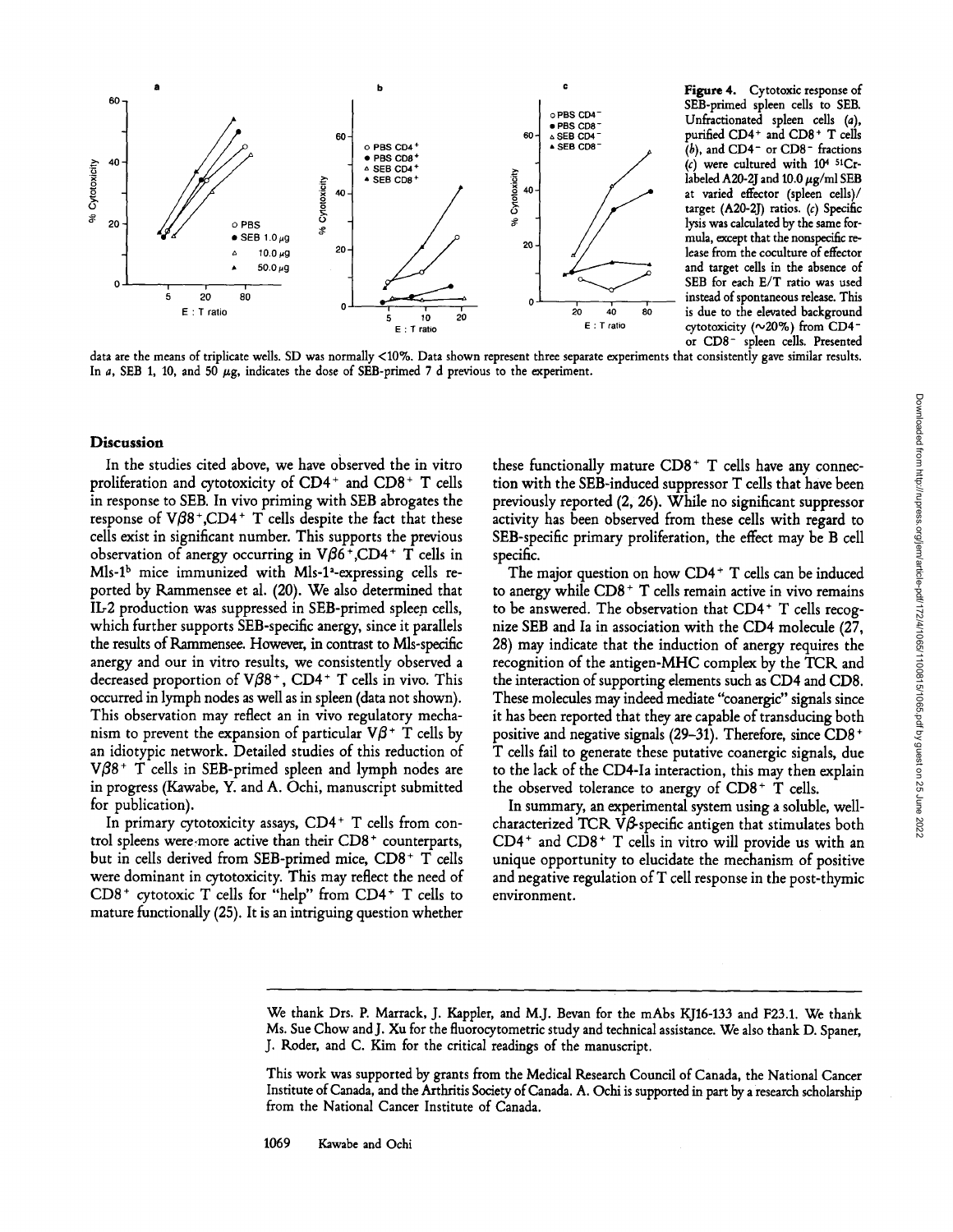**Figure 4.** Cytotoxic response of SEB-primed spleen cells to SEB. Unfractionated spleen cells (*a*), purified $CD4^+$ and $CD8^+$ T cells (*b*), and $CD4^-$ or $CD8^-$ fractions (*c*) were cultured with $10^4$ $^{51}Cr$-labeled A20-2J and 10.0 μg/ml SEB at varied effector (spleen cells)/ target (A20-2J) ratios. (*c*) Specific lysis was calculated by the same formula, except that the nonspecific release from the coculture of effector and target cells in the absence of SEB for each E/T ratio was used instead of spontaneous release. This is due to the elevated background cytotoxicity (~20%) from $CD4^-$ or $CD8^-$ spleen cells. Presented data are the means of triplicate wells. SD was normally <10%. Data shown represent three separate experiments that consistently gave similar results. In *a*, SEB 1, 10, and 50 μg, indicates the dose of SEB-primed 7 d previous to the experiment.

## Discussion

In the studies cited above, we have observed the in vitro proliferation and cytotoxicity of $CD4^+$ and $CD8^+$ T cells in response to SEB. In vivo priming with SEB abrogates the response of $V\beta8^+$,$CD4^+$ T cells despite the fact that these cells exist in significant number. This supports the previous observation of anergy occurring in $V\beta6^+$,$CD4^+$ T cells in Mls-$1^b$ mice immunized with Mls-$1^a$-expressing cells reported by Rammensee et al. (20). We also determined that IL-2 production was suppressed in SEB-primed spleen cells, which further supports SEB-specific anergy, since it parallels the results of Rammensee. However, in contrast to Mls-specific anergy and our in vitro results, we consistently observed a decreased proportion of $V\beta8^+$, $CD4^+$ T cells in vivo. This occurred in lymph nodes as well as in spleen (data not shown). This observation may reflect an in vivo regulatory mechanism to prevent the expansion of particular $V\beta^+$ T cells by an idiotypic network. Detailed studies of this reduction of $V\beta8^+$ T cells in SEB-primed spleen and lymph nodes are in progress (Kawabe, Y. and A. Ochi, manuscript submitted for publication).

In primary cytotoxicity assays, $CD4^+$ T cells from control spleens were more active than their $CD8^+$ counterparts, but in cells derived from SEB-primed mice, $CD8^+$ T cells were dominant in cytotoxicity. This may reflect the need of $CD8^+$ cytotoxic T cells for "help" from $CD4^+$ T cells to mature functionally (25). It is an intriguing question whether these functionally mature $CD8^+$ T cells have any connection with the SEB-induced suppressor T cells that have been previously reported (2, 26). While no significant suppressor activity has been observed from these cells with regard to SEB-specific primary proliferation, the effect may be B cell specific.

The major question on how $CD4^+$ T cells can be induced to anergy while $CD8^+$ T cells remain active in vivo remains to be answered. The observation that $CD4^+$ T cells recognize SEB and Ia in association with the CD4 molecule (27, 28) may indicate that the induction of anergy requires the recognition of the antigen-MHC complex by the TCR and the interaction of supporting elements such as CD4 and CD8. These molecules may indeed mediate "coanergic" signals since it has been reported that they are capable of transducing both positive and negative signals (29–31). Therefore, since $CD8^+$ T cells fail to generate these putative coanergic signals, due to the lack of the CD4-Ia interaction, this may then explain the observed tolerance to anergy of $CD8^+$ T cells.

In summary, an experimental system using a soluble, well-characterized TCR Vβ-specific antigen that stimulates both $CD4^+$ and $CD8^+$ T cells in vitro will provide us with an unique opportunity to elucidate the mechanism of positive and negative regulation of T cell response in the post-thymic environment.

---

We thank Drs. P. Marrack, J. Kappler, and M.J. Bevan for the mAbs KJ16-133 and F23.1. We thank Ms. Sue Chow and J. Xu for the fluorocytometric study and technical assistance. We also thank D. Spaner, J. Roder, and C. Kim for the critical readings of the manuscript.

This work was supported by grants from the Medical Research Council of Canada, the National Cancer Institute of Canada, and the Arthritis Society of Canada. A. Ochi is supported in part by a research scholarship from the National Cancer Institute of Canada.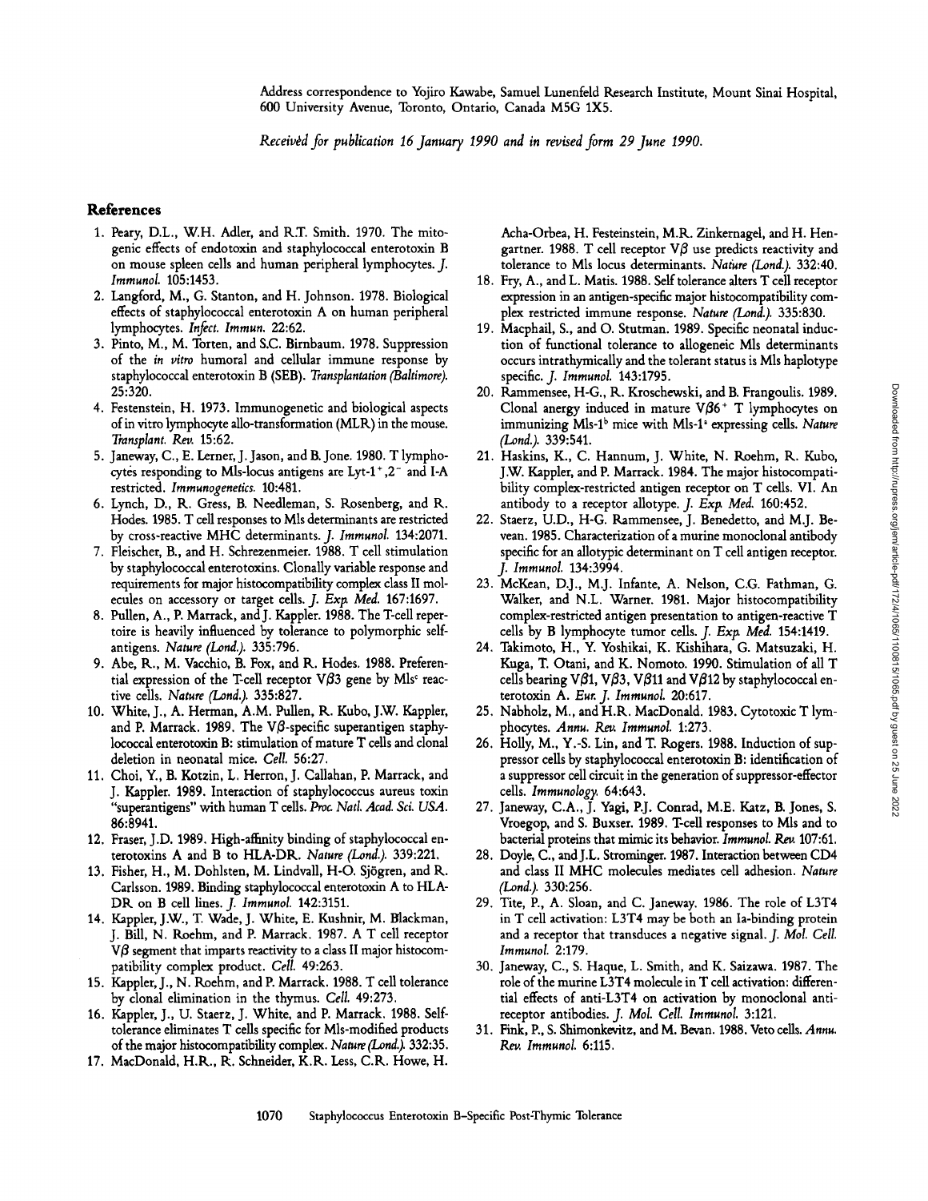Address correspondence to Yojiro Kawabe, Samuel Lunenfeld Research Institute, Mount Sinai Hospital, 600 University Avenue, Toronto, Ontario, Canada M5G 1X5.

*Received for publication 16 January 1990 and in revised form 29 June 1990.*

## References

1. Peary, D.L., W.H. Adler, and R.T. Smith. 1970. The mitogenic effects of endotoxin and staphylococcal enterotoxin B on mouse spleen cells and human peripheral lymphocytes. *J. Immunol.* 105:1453.
2. Langford, M., G. Stanton, and H. Johnson. 1978. Biological effects of staphylococcal enterotoxin A on human peripheral lymphocytes. *Infect. Immun.* 22:62.
3. Pinto, M., M. Torten, and S.C. Birnbaum. 1978. Suppression of the *in vitro* humoral and cellular immune response by staphylococcal enterotoxin B (SEB). *Transplantation (Baltimore).* 25:320.
4. Festenstein, H. 1973. Immunogenetic and biological aspects of in vitro lymphocyte allo-transformation (MLR) in the mouse. *Transplant. Rev.* 15:62.
5. Janeway, C., E. Lerner, J. Jason, and B. Jone. 1980. T lymphocytes responding to Mls-locus antigens are Lyt-1$^{+}$,2$^{-}$ and I-A restricted. *Immunogenetics.* 10:481.
6. Lynch, D., R. Gress, B. Needleman, S. Rosenberg, and R. Hodes. 1985. T cell responses to Mls determinants are restricted by cross-reactive MHC determinants. *J. Immunol.* 134:2071.
7. Fleischer, B., and H. Schrezenmeier. 1988. T cell stimulation by staphylococcal enterotoxins. Clonally variable response and requirements for major histocompatibility complex class II molecules on accessory or target cells. *J. Exp. Med.* 167:1697.
8. Pullen, A., P. Marrack, and J. Kappler. 1988. The T-cell repertoire is heavily influenced by tolerance to polymorphic self-antigens. *Nature (Lond.).* 335:796.
9. Abe, R., M. Vacchio, B. Fox, and R. Hodes. 1988. Preferential expression of the T-cell receptor V$\beta$3 gene by Mls$^{c}$ reactive cells. *Nature (Lond.).* 335:827.
10. White, J., A. Herman, A.M. Pullen, R. Kubo, J.W. Kappler, and P. Marrack. 1989. The V$\beta$-specific superantigen staphylococcal enterotoxin B: stimulation of mature T cells and clonal deletion in neonatal mice. *Cell.* 56:27.
11. Choi, Y., B. Kotzin, L. Herron, J. Callahan, P. Marrack, and J. Kappler. 1989. Interaction of staphylococcus aureus toxin "superantigens" with human T cells. *Proc. Natl. Acad. Sci. USA.* 86:8941.
12. Fraser, J.D. 1989. High-affinity binding of staphylococcal enterotoxins A and B to HLA-DR. *Nature (Lond.).* 339:221.
13. Fisher, H., M. Dohlsten, M. Lindvall, H-O. Sjögren, and R. Carlsson. 1989. Binding staphylococcal enterotoxin A to HLA-DR on B cell lines. *J. Immunol.* 142:3151.
14. Kappler, J.W., T. Wade, J. White, E. Kushnir, M. Blackman, J. Bill, N. Roehm, and P. Marrack. 1987. A T cell receptor V$\beta$ segment that imparts reactivity to a class II major histocompatibility complex product. *Cell.* 49:263.
15. Kappler, J., N. Roehm, and P. Marrack. 1988. T cell tolerance by clonal elimination in the thymus. *Cell.* 49:273.
16. Kappler, J., U. Staerz, J. White, and P. Marrack. 1988. Self-tolerance eliminates T cells specific for Mls-modified products of the major histocompatibility complex. *Nature (Lond.).* 332:35.
17. MacDonald, H.R., R. Schneider, K.R. Less, C.R. Howe, H. Acha-Orbea, H. Festeinstein, M.R. Zinkernagel, and H. Hengartner. 1988. T cell receptor V$\beta$ use predicts reactivity and tolerance to Mls locus determinants. *Nature (Lond.).* 332:40.
18. Fry, A., and L. Matis. 1988. Self tolerance alters T cell receptor expression in an antigen-specific major histocompatibility complex restricted immune response. *Nature (Lond.).* 335:830.
19. Macphail, S., and O. Stutman. 1989. Specific neonatal induction of functional tolerance to allogeneic Mls determinants occurs intrathymically and the tolerant status is Mls haplotype specific. *J. Immunol.* 143:1795.
20. Rammensee, H-G., R. Kroschewski, and B. Frangoulis. 1989. Clonal anergy induced in mature V$\beta$6$^{+}$ T lymphocytes on immunizing Mls-1$^{b}$ mice with Mls-1$^{a}$ expressing cells. *Nature (Lond.).* 339:541.
21. Haskins, K., C. Hannum, J. White, N. Roehm, R. Kubo, J.W. Kappler, and P. Marrack. 1984. The major histocompatibility complex-restricted antigen receptor on T cells. VI. An antibody to a receptor allotype. *J. Exp. Med.* 160:452.
22. Staerz, U.D., H-G. Rammensee, J. Benedetto, and M.J. Bevean. 1985. Characterization of a murine monoclonal antibody specific for an allotypic determinant on T cell antigen receptor. *J. Immunol.* 134:3994.
23. McKean, D.J., M.J. Infante, A. Nelson, C.G. Fathman, G. Walker, and N.L. Warner. 1981. Major histocompatibility complex-restricted antigen presentation to antigen-reactive T cells by B lymphocyte tumor cells. *J. Exp. Med.* 154:1419.
24. Takimoto, H., Y. Yoshikai, K. Kishihara, G. Matsuzaki, H. Kuga, T. Otani, and K. Nomoto. 1990. Stimulation of all T cells bearing V$\beta$1, V$\beta$3, V$\beta$11 and V$\beta$12 by staphylococcal enterotoxin A. *Eur. J. Immunol.* 20:617.
25. Nabholz, M., and H.R. MacDonald. 1983. Cytotoxic T lymphocytes. *Annu. Rev. Immunol.* 1:273.
26. Holly, M., Y.-S. Lin, and T. Rogers. 1988. Induction of suppressor cells by staphylococcal enterotoxin B: identification of a suppressor cell circuit in the generation of suppressor-effector cells. *Immunology.* 64:643.
27. Janeway, C.A., J. Yagi, P.J. Conrad, M.E. Katz, B. Jones, S. Vroegop, and S. Buxser. 1989. T-cell responses to Mls and to bacterial proteins that mimic its behavior. *Immunol. Rev.* 107:61.
28. Doyle, C., and J.L. Strominger. 1987. Interaction between CD4 and class II MHC molecules mediates cell adhesion. *Nature (Lond.).* 330:256.
29. Tite, P., A. Sloan, and C. Janeway. 1986. The role of L3T4 in T cell activation: L3T4 may be both an Ia-binding protein and a receptor that transduces a negative signal. *J. Mol. Cell. Immunol.* 2:179.
30. Janeway, C., S. Haque, L. Smith, and K. Saizawa. 1987. The role of the murine L3T4 molecule in T cell activation: differential effects of anti-L3T4 on activation by monoclonal anti-receptor antibodies. *J. Mol. Cell. Immunol.* 3:121.
31. Fink, P., S. Shimonkevitz, and M. Bevan. 1988. Veto cells. *Annu. Rev. Immunol.* 6:115.